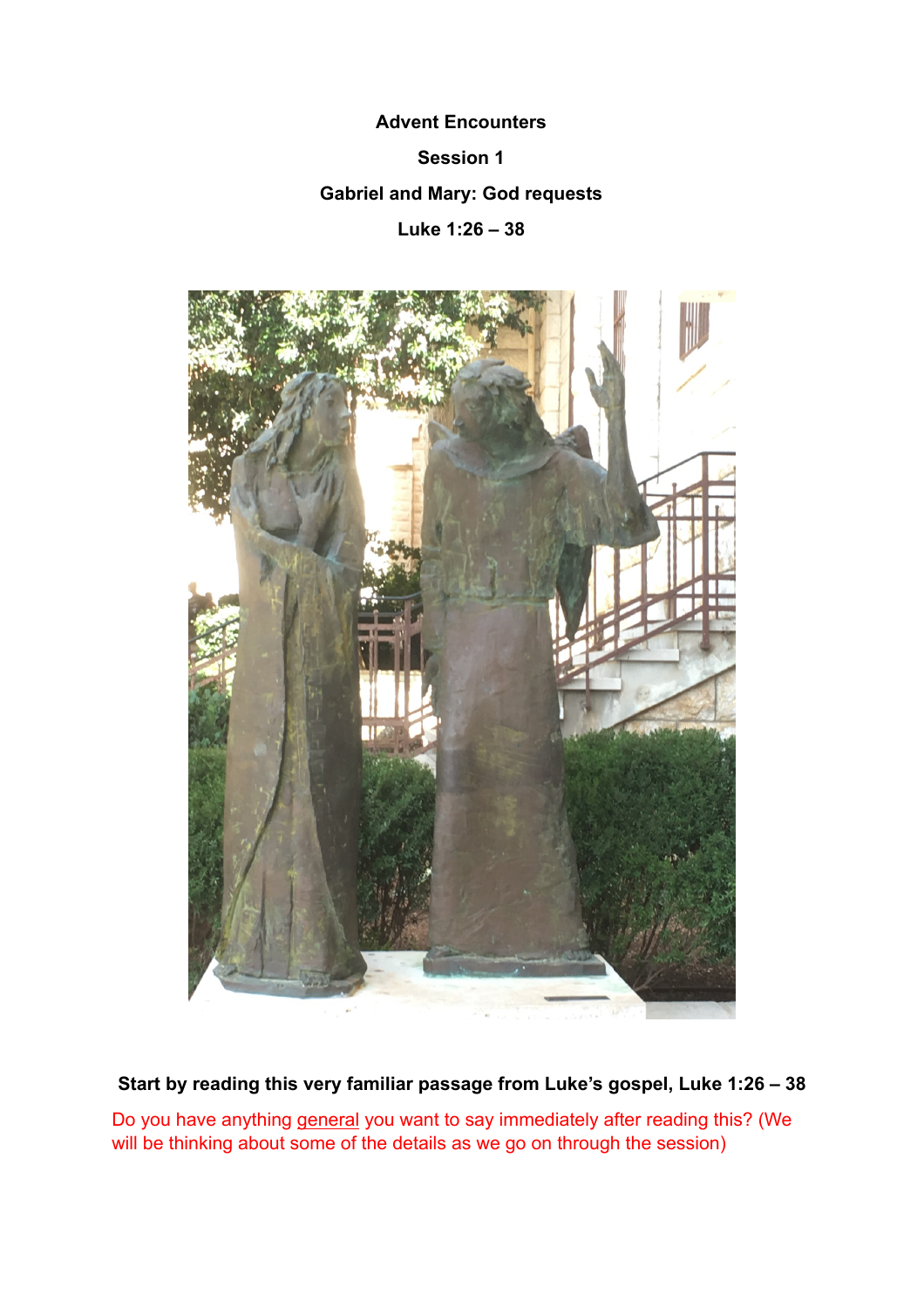**Advent Encounters**

**Session 1**

**Gabriel and Mary: God requests**

**Luke 1:26 – 38**

**Start by reading this very familiar passage from Luke's gospel, Luke 1:26 – 38**

Do you have anything general you want to say immediately after reading this? (We will be thinking about some of the details as we go on through the session)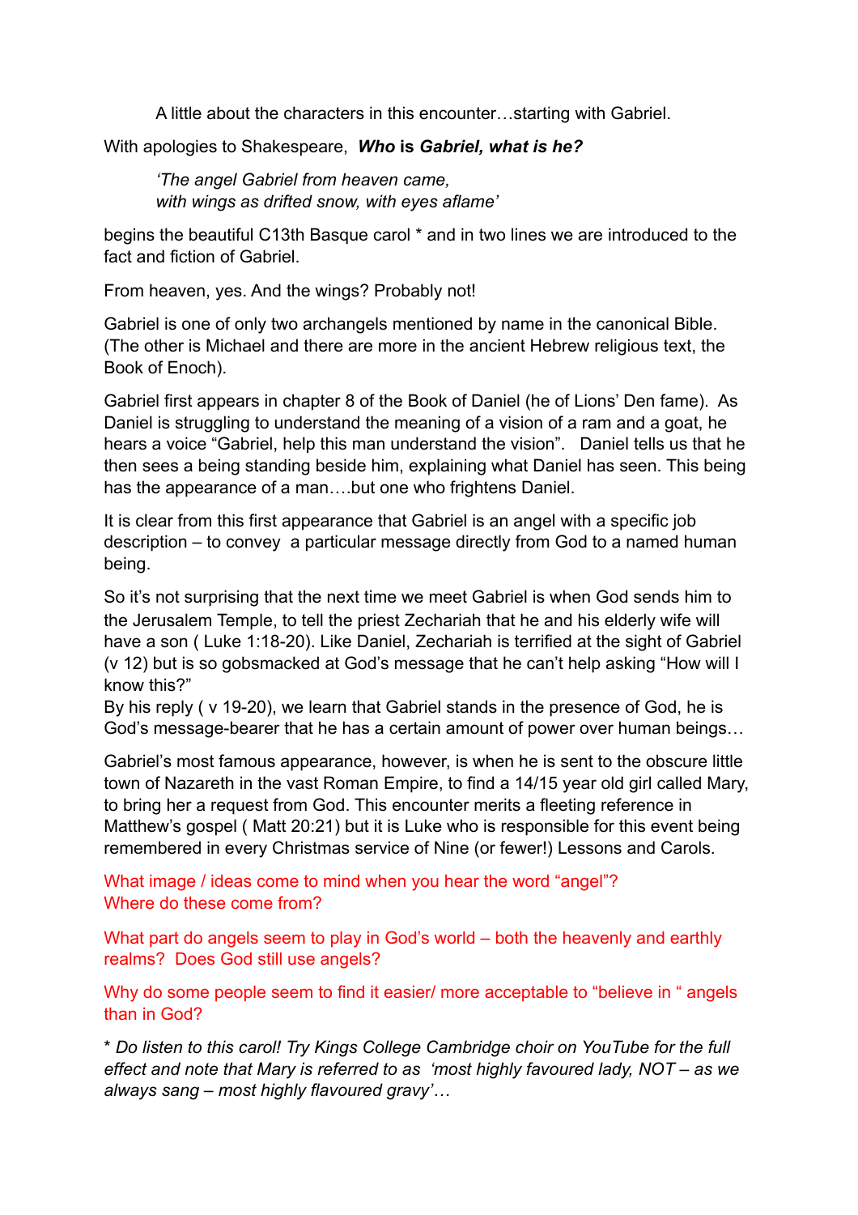A little about the characters in this encounter…starting with Gabriel.

With apologies to Shakespeare, ***Who* is *Gabriel, what is he?***

> *'The angel Gabriel from heaven came,*
> *with wings as drifted snow, with eyes aflame'*

begins the beautiful C13th Basque carol * and in two lines we are introduced to the fact and fiction of Gabriel.

From heaven, yes. And the wings? Probably not!

Gabriel is one of only two archangels mentioned by name in the canonical Bible. (The other is Michael and there are more in the ancient Hebrew religious text, the Book of Enoch).

Gabriel first appears in chapter 8 of the Book of Daniel (he of Lions' Den fame). As Daniel is struggling to understand the meaning of a vision of a ram and a goat, he hears a voice "Gabriel, help this man understand the vision". Daniel tells us that he then sees a being standing beside him, explaining what Daniel has seen. This being has the appearance of a man….but one who frightens Daniel.

It is clear from this first appearance that Gabriel is an angel with a specific job description – to convey a particular message directly from God to a named human being.

So it's not surprising that the next time we meet Gabriel is when God sends him to the Jerusalem Temple, to tell the priest Zechariah that he and his elderly wife will have a son ( Luke 1:18-20). Like Daniel, Zechariah is terrified at the sight of Gabriel (v 12) but is so gobsmacked at God's message that he can't help asking "How will I know this?"
By his reply ( v 19-20), we learn that Gabriel stands in the presence of God, he is God's message-bearer that he has a certain amount of power over human beings…

Gabriel's most famous appearance, however, is when he is sent to the obscure little town of Nazareth in the vast Roman Empire, to find a 14/15 year old girl called Mary, to bring her a request from God. This encounter merits a fleeting reference in Matthew's gospel ( Matt 20:21) but it is Luke who is responsible for this event being remembered in every Christmas service of Nine (or fewer!) Lessons and Carols.

What image / ideas come to mind when you hear the word "angel"?
Where do these come from?

What part do angels seem to play in God's world – both the heavenly and earthly realms? Does God still use angels?

Why do some people seem to find it easier/ more acceptable to "believe in " angels than in God?

\* *Do listen to this carol! Try Kings College Cambridge choir on YouTube for the full effect and note that Mary is referred to as 'most highly favoured lady, NOT – as we always sang – most highly flavoured gravy'…*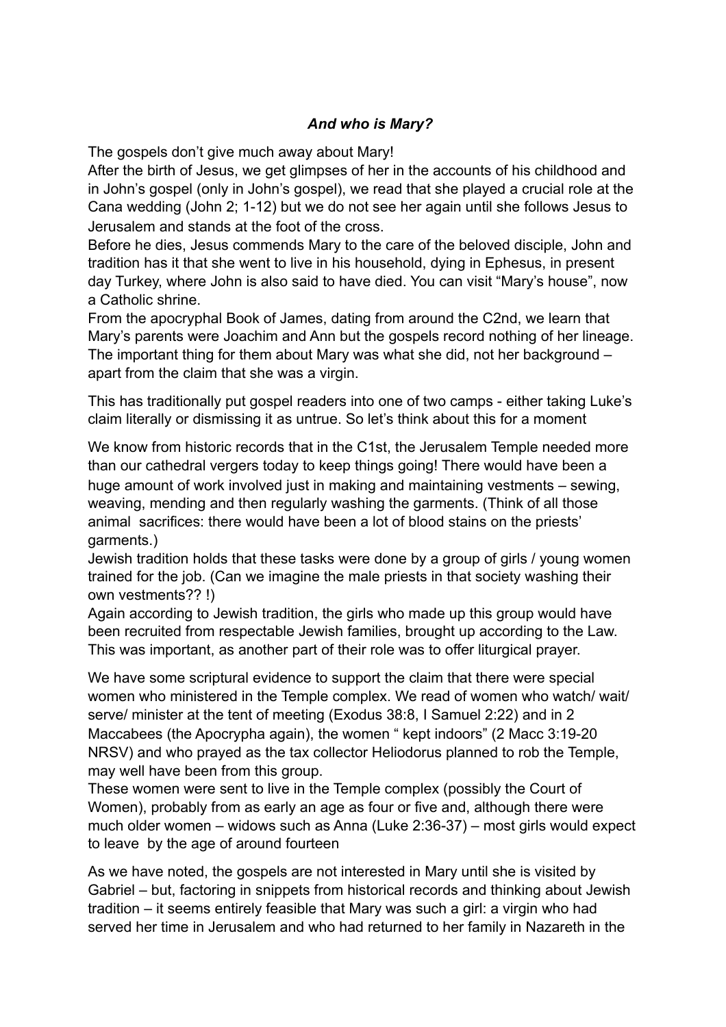### *And who is Mary?*

The gospels don't give much away about Mary!

After the birth of Jesus, we get glimpses of her in the accounts of his childhood and in John's gospel (only in John's gospel), we read that she played a crucial role at the Cana wedding (John 2; 1-12) but we do not see her again until she follows Jesus to Jerusalem and stands at the foot of the cross.

Before he dies, Jesus commends Mary to the care of the beloved disciple, John and tradition has it that she went to live in his household, dying in Ephesus, in present day Turkey, where John is also said to have died. You can visit "Mary's house", now a Catholic shrine.

From the apocryphal Book of James, dating from around the C2nd, we learn that Mary's parents were Joachim and Ann but the gospels record nothing of her lineage. The important thing for them about Mary was what she did, not her background – apart from the claim that she was a virgin.

This has traditionally put gospel readers into one of two camps - either taking Luke's claim literally or dismissing it as untrue. So let's think about this for a moment

We know from historic records that in the C1st, the Jerusalem Temple needed more than our cathedral vergers today to keep things going! There would have been a huge amount of work involved just in making and maintaining vestments – sewing, weaving, mending and then regularly washing the garments. (Think of all those animal sacrifices: there would have been a lot of blood stains on the priests' garments.)

Jewish tradition holds that these tasks were done by a group of girls / young women trained for the job. (Can we imagine the male priests in that society washing their own vestments?? !)

Again according to Jewish tradition, the girls who made up this group would have been recruited from respectable Jewish families, brought up according to the Law. This was important, as another part of their role was to offer liturgical prayer.

We have some scriptural evidence to support the claim that there were special women who ministered in the Temple complex. We read of women who watch/ wait/ serve/ minister at the tent of meeting (Exodus 38:8, I Samuel 2:22) and in 2 Maccabees (the Apocrypha again), the women " kept indoors" (2 Macc 3:19-20 NRSV) and who prayed as the tax collector Heliodorus planned to rob the Temple, may well have been from this group.

These women were sent to live in the Temple complex (possibly the Court of Women), probably from as early an age as four or five and, although there were much older women – widows such as Anna (Luke 2:36-37) – most girls would expect to leave by the age of around fourteen

As we have noted, the gospels are not interested in Mary until she is visited by Gabriel – but, factoring in snippets from historical records and thinking about Jewish tradition – it seems entirely feasible that Mary was such a girl: a virgin who had served her time in Jerusalem and who had returned to her family in Nazareth in the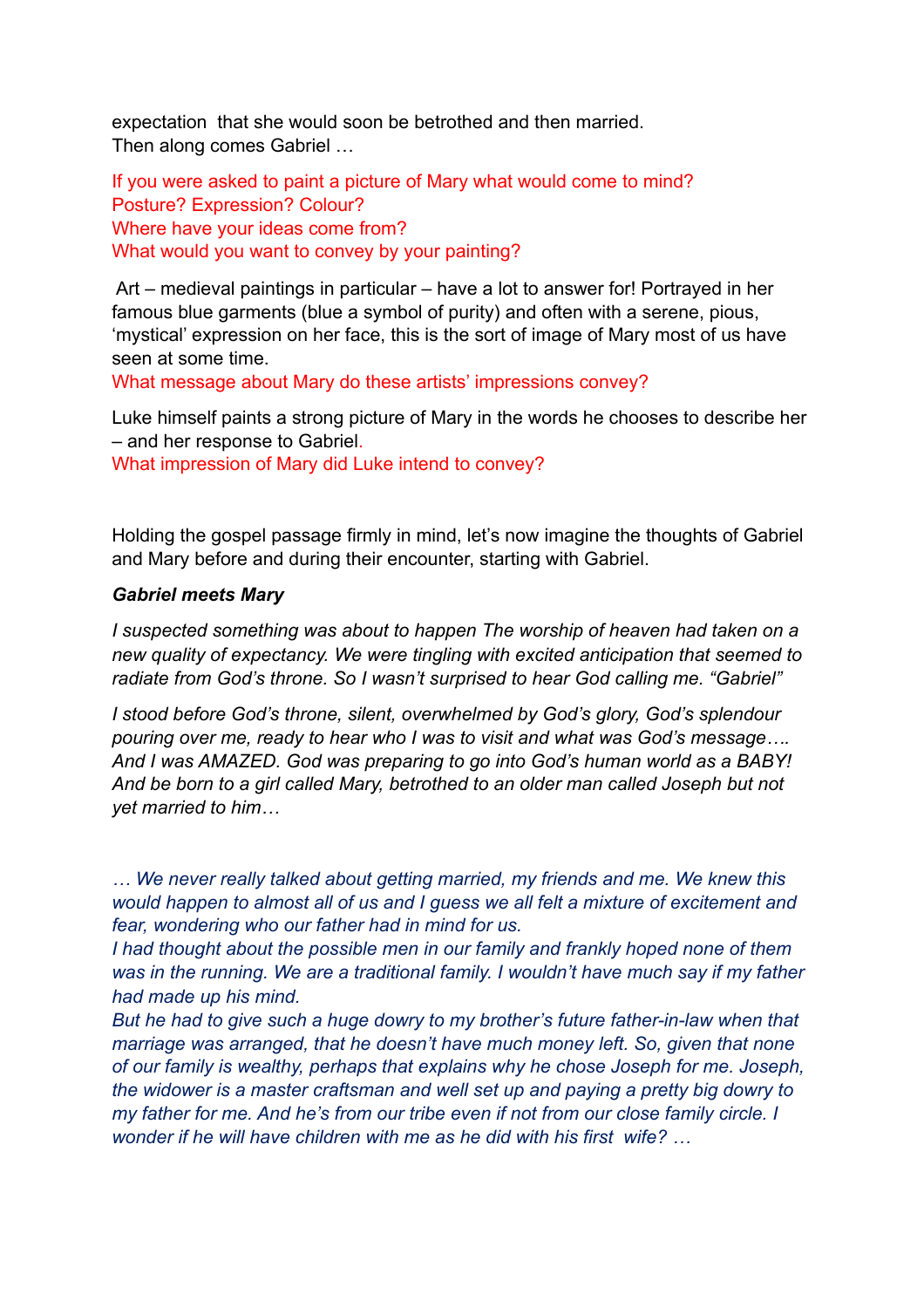expectation that she would soon be betrothed and then married.
Then along comes Gabriel …

If you were asked to paint a picture of Mary what would come to mind?
Posture? Expression? Colour?
Where have your ideas come from?
What would you want to convey by your painting?

Art – medieval paintings in particular – have a lot to answer for! Portrayed in her famous blue garments (blue a symbol of purity) and often with a serene, pious, 'mystical' expression on her face, this is the sort of image of Mary most of us have seen at some time.
What message about Mary do these artists' impressions convey?

Luke himself paints a strong picture of Mary in the words he chooses to describe her – and her response to Gabriel.
What impression of Mary did Luke intend to convey?

Holding the gospel passage firmly in mind, let's now imagine the thoughts of Gabriel and Mary before and during their encounter, starting with Gabriel.

***Gabriel meets Mary***

*I suspected something was about to happen The worship of heaven had taken on a new quality of expectancy. We were tingling with excited anticipation that seemed to radiate from God's throne. So I wasn't surprised to hear God calling me. "Gabriel"*

*I stood before God's throne, silent, overwhelmed by God's glory, God's splendour pouring over me, ready to hear who I was to visit and what was God's message…. And I was AMAZED. God was preparing to go into God's human world as a BABY! And be born to a girl called Mary, betrothed to an older man called Joseph but not yet married to him…*

*… We never really talked about getting married, my friends and me. We knew this would happen to almost all of us and I guess we all felt a mixture of excitement and fear, wondering who our father had in mind for us.*
*I had thought about the possible men in our family and frankly hoped none of them was in the running. We are a traditional family. I wouldn't have much say if my father had made up his mind.*
*But he had to give such a huge dowry to my brother's future father-in-law when that marriage was arranged, that he doesn't have much money left. So, given that none of our family is wealthy, perhaps that explains why he chose Joseph for me. Joseph, the widower is a master craftsman and well set up and paying a pretty big dowry to my father for me. And he's from our tribe even if not from our close family circle. I wonder if he will have children with me as he did with his first wife? …*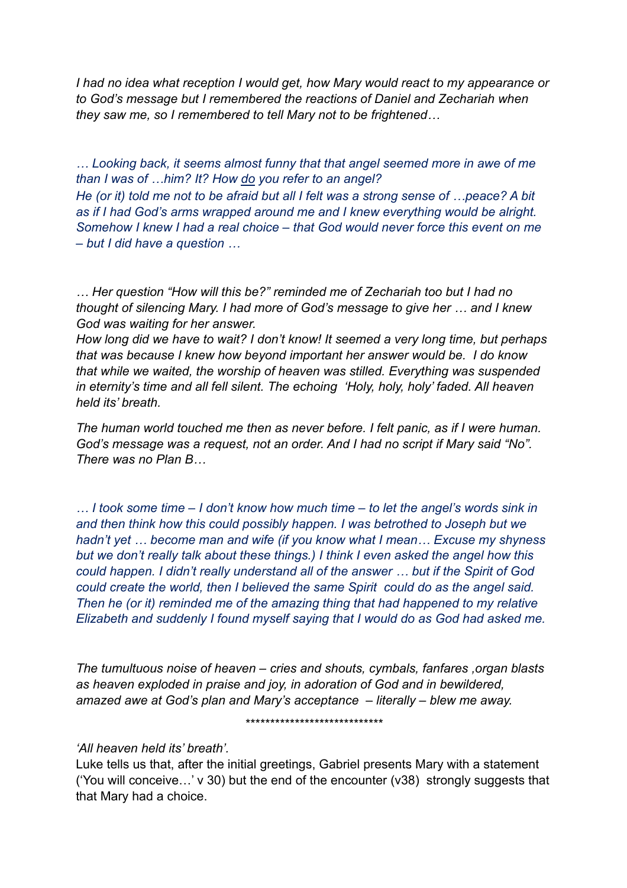*I had no idea what reception I would get, how Mary would react to my appearance or to God's message but I remembered the reactions of Daniel and Zechariah when they saw me, so I remembered to tell Mary not to be frightened…*

*… Looking back, it seems almost funny that that angel seemed more in awe of me than I was of …him? It? How do you refer to an angel?*
*He (or it) told me not to be afraid but all I felt was a strong sense of …peace? A bit as if I had God's arms wrapped around me and I knew everything would be alright. Somehow I knew I had a real choice – that God would never force this event on me – but I did have a question …*

*… Her question "How will this be?" reminded me of Zechariah too but I had no thought of silencing Mary. I had more of God's message to give her … and I knew God was waiting for her answer.*
*How long did we have to wait? I don't know! It seemed a very long time, but perhaps that was because I knew how beyond important her answer would be. I do know that while we waited, the worship of heaven was stilled. Everything was suspended in eternity's time and all fell silent. The echoing 'Holy, holy, holy' faded. All heaven held its' breath.*

*The human world touched me then as never before. I felt panic, as if I were human. God's message was a request, not an order. And I had no script if Mary said "No". There was no Plan B…*

*… I took some time – I don't know how much time – to let the angel's words sink in and then think how this could possibly happen. I was betrothed to Joseph but we hadn't yet … become man and wife (if you know what I mean… Excuse my shyness but we don't really talk about these things.) I think I even asked the angel how this could happen. I didn't really understand all of the answer … but if the Spirit of God could create the world, then I believed the same Spirit could do as the angel said. Then he (or it) reminded me of the amazing thing that had happened to my relative Elizabeth and suddenly I found myself saying that I would do as God had asked me.*

*The tumultuous noise of heaven – cries and shouts, cymbals, fanfares ,organ blasts as heaven exploded in praise and joy, in adoration of God and in bewildered, amazed awe at God's plan and Mary's acceptance – literally – blew me away.*

****************************

*'All heaven held its' breath'.*

Luke tells us that, after the initial greetings, Gabriel presents Mary with a statement ('You will conceive…' v 30) but the end of the encounter (v38) strongly suggests that that Mary had a choice.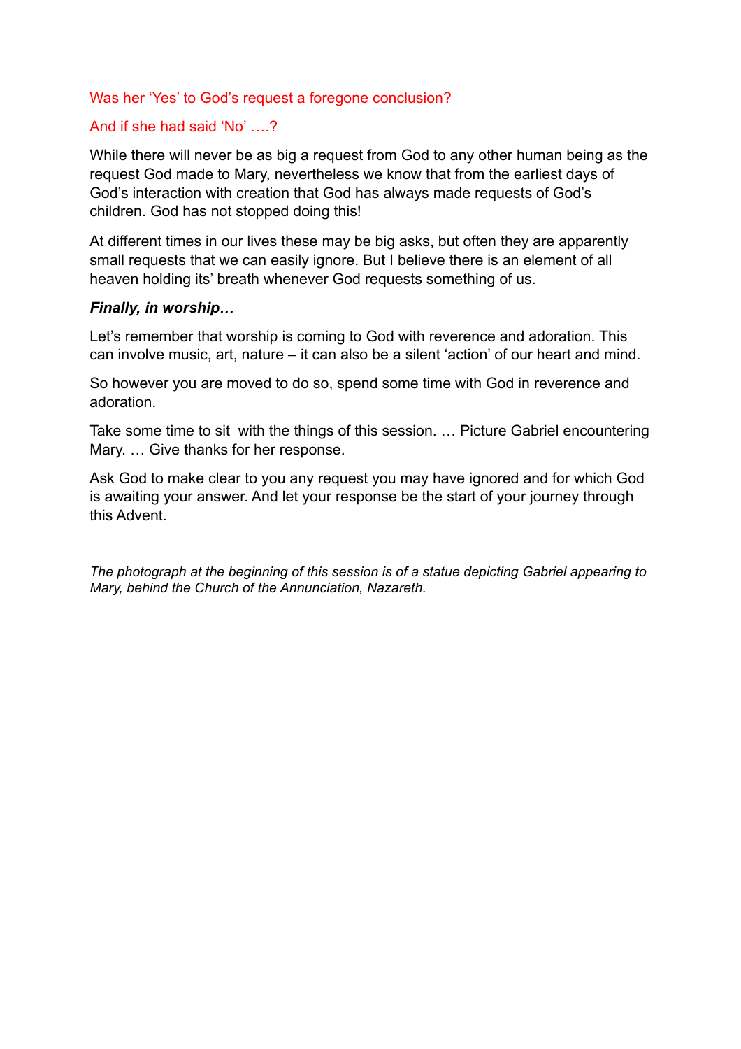Was her 'Yes' to God's request a foregone conclusion?

And if she had said 'No' ….?

While there will never be as big a request from God to any other human being as the request God made to Mary, nevertheless we know that from the earliest days of God's interaction with creation that God has always made requests of God's children. God has not stopped doing this!

At different times in our lives these may be big asks, but often they are apparently small requests that we can easily ignore. But I believe there is an element of all heaven holding its' breath whenever God requests something of us.

***Finally, in worship…***

Let's remember that worship is coming to God with reverence and adoration. This can involve music, art, nature – it can also be a silent 'action' of our heart and mind.

So however you are moved to do so, spend some time with God in reverence and adoration.

Take some time to sit  with the things of this session. … Picture Gabriel encountering Mary. … Give thanks for her response.

Ask God to make clear to you any request you may have ignored and for which God is awaiting your answer. And let your response be the start of your journey through this Advent.

*The photograph at the beginning of this session is of a statue depicting Gabriel appearing to Mary, behind the Church of the Annunciation, Nazareth.*